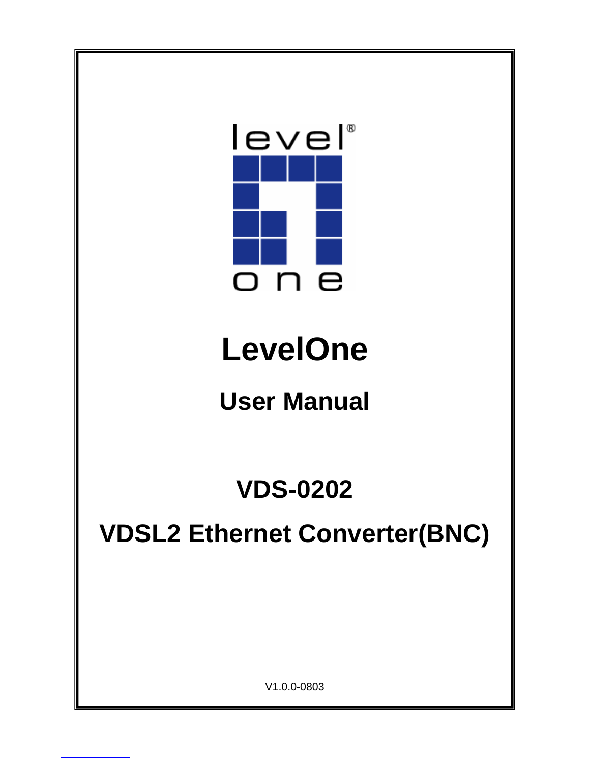level one

# LevelOne

## User Manual

## VDS-0202

## VDSL2 Ethernet Converter(BNC)

V1.0.0-0803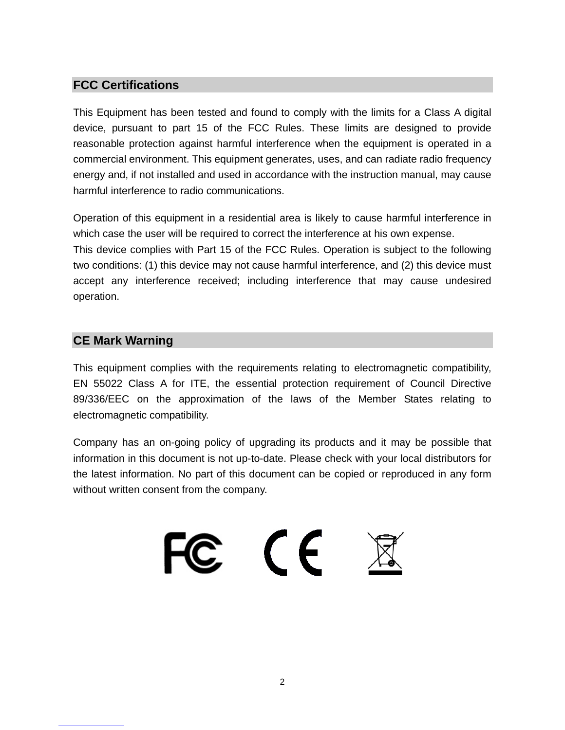## FCC Certifications

This Equipment has been tested and found to comply with the limits for a Class A digital device, pursuant to part 15 of the FCC Rules. These limits are designed to provide reasonable protection against harmful interference when the equipment is operated in a commercial environment. This equipment generates, uses, and can radiate radio frequency energy and, if not installed and used in accordance with the instruction manual, may cause harmful interference to radio communications.

Operation of this equipment in a residential area is likely to cause harmful interference in which case the user will be required to correct the interference at his own expense.
This device complies with Part 15 of the FCC Rules. Operation is subject to the following two conditions: (1) this device may not cause harmful interference, and (2) this device must accept any interference received; including interference that may cause undesired operation.

## CE Mark Warning

This equipment complies with the requirements relating to electromagnetic compatibility, EN 55022 Class A for ITE, the essential protection requirement of Council Directive 89/336/EEC on the approximation of the laws of the Member States relating to electromagnetic compatibility.

Company has an on-going policy of upgrading its products and it may be possible that information in this document is not up-to-date. Please check with your local distributors for the latest information. No part of this document can be copied or reproduced in any form without written consent from the company.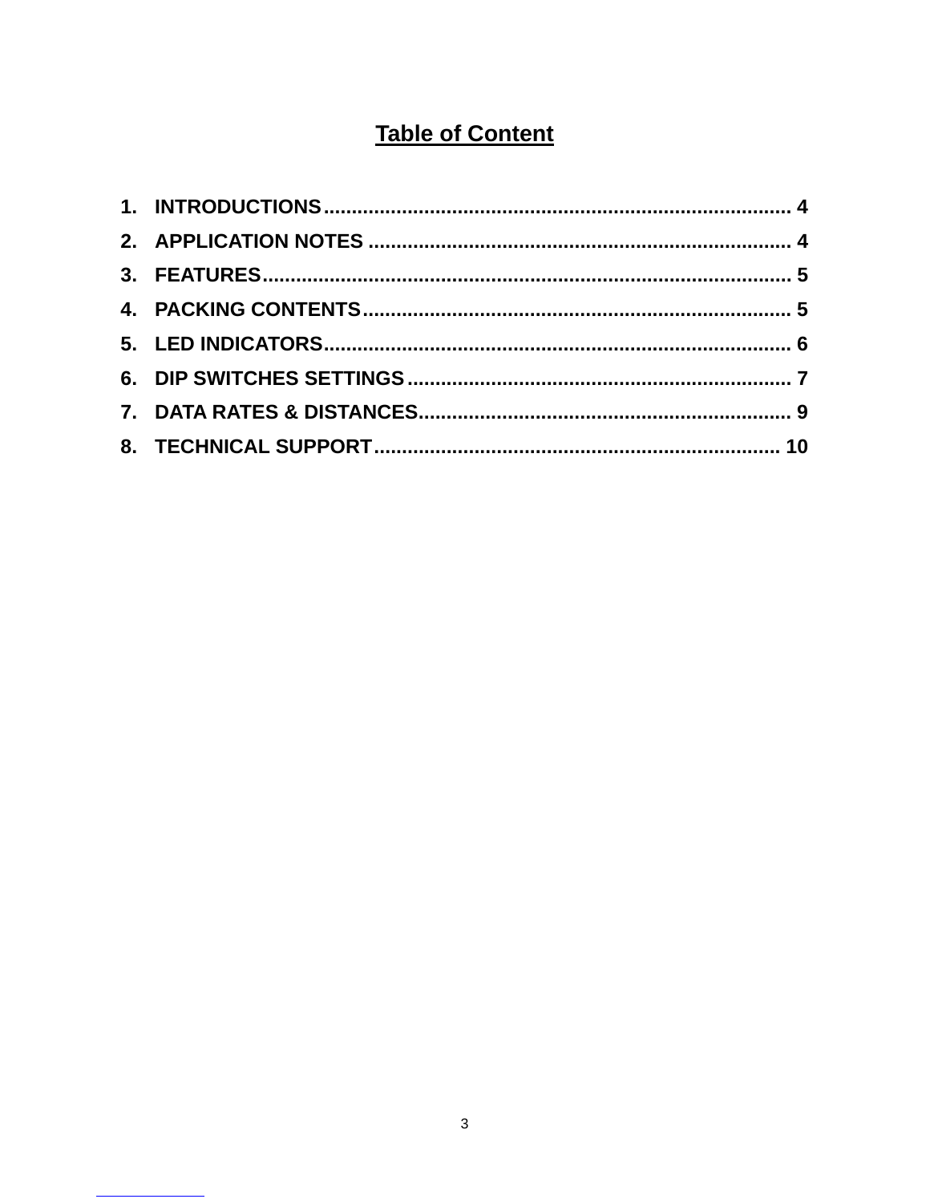# Table of Content

1. INTRODUCTIONS ................................................................................... 4
2. APPLICATION NOTES .......................................................................... 4
3. FEATURES............................................................................................. 5
4. PACKING CONTENTS........................................................................... 5
5. LED INDICATORS.................................................................................. 6
6. DIP SWITCHES SETTINGS ................................................................... 7
7. DATA RATES & DISTANCES................................................................. 9
8. TECHNICAL SUPPORT........................................................................ 10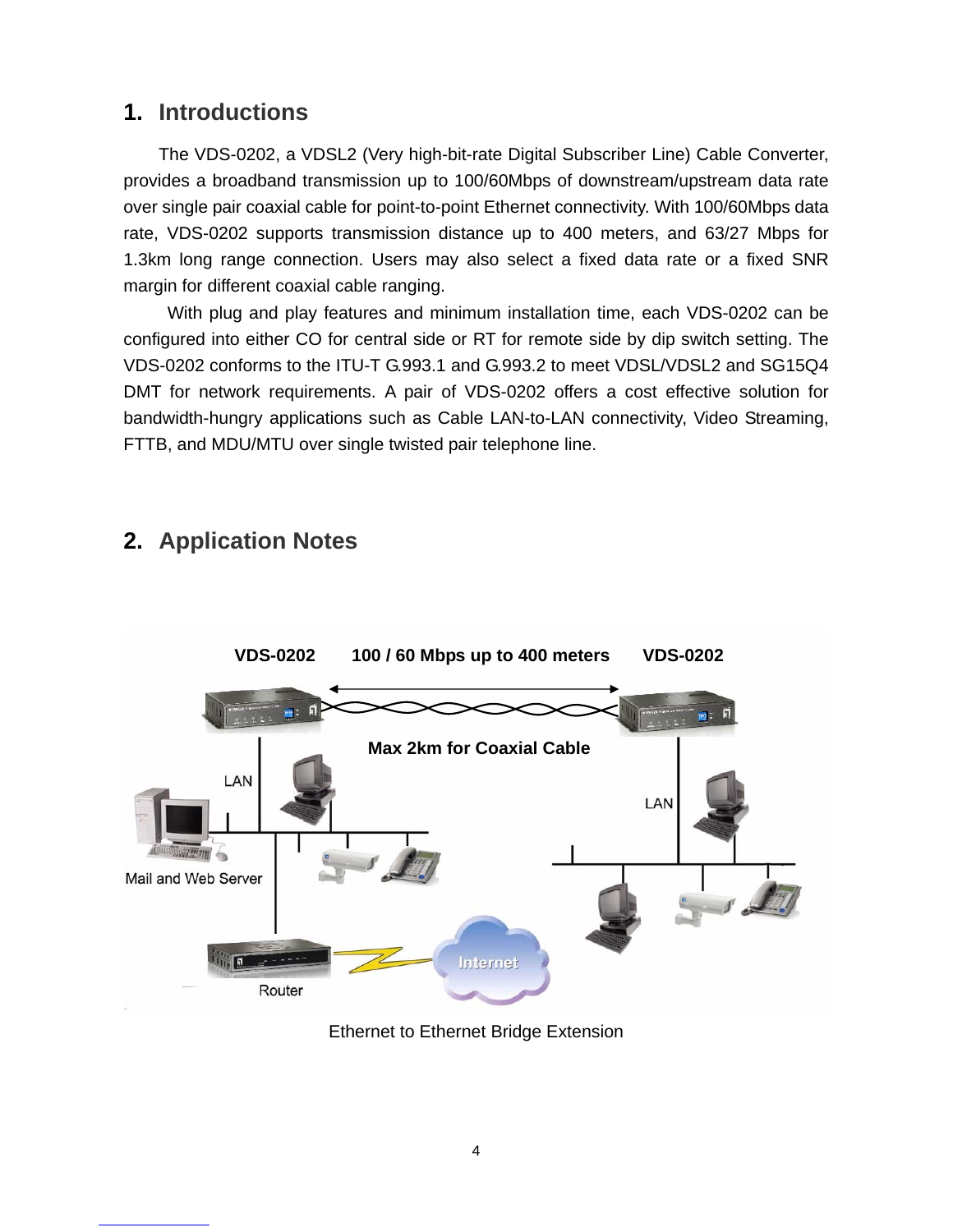## 1. Introductions

The VDS-0202, a VDSL2 (Very high-bit-rate Digital Subscriber Line) Cable Converter, provides a broadband transmission up to 100/60Mbps of downstream/upstream data rate over single pair coaxial cable for point-to-point Ethernet connectivity. With 100/60Mbps data rate, VDS-0202 supports transmission distance up to 400 meters, and 63/27 Mbps for 1.3km long range connection. Users may also select a fixed data rate or a fixed SNR margin for different coaxial cable ranging.

With plug and play features and minimum installation time, each VDS-0202 can be configured into either CO for central side or RT for remote side by dip switch setting. The VDS-0202 conforms to the ITU-T G.993.1 and G.993.2 to meet VDSL/VDSL2 and SG15Q4 DMT for network requirements. A pair of VDS-0202 offers a cost effective solution for bandwidth-hungry applications such as Cable LAN-to-LAN connectivity, Video Streaming, FTTB, and MDU/MTU over single twisted pair telephone line.

## 2. Application Notes

VDS-0202 100 / 60 Mbps up to 400 meters VDS-0202

Max 2km for Coaxial Cable

LAN

Mail and Web Server

Router

Internet

LAN

Ethernet to Ethernet Bridge Extension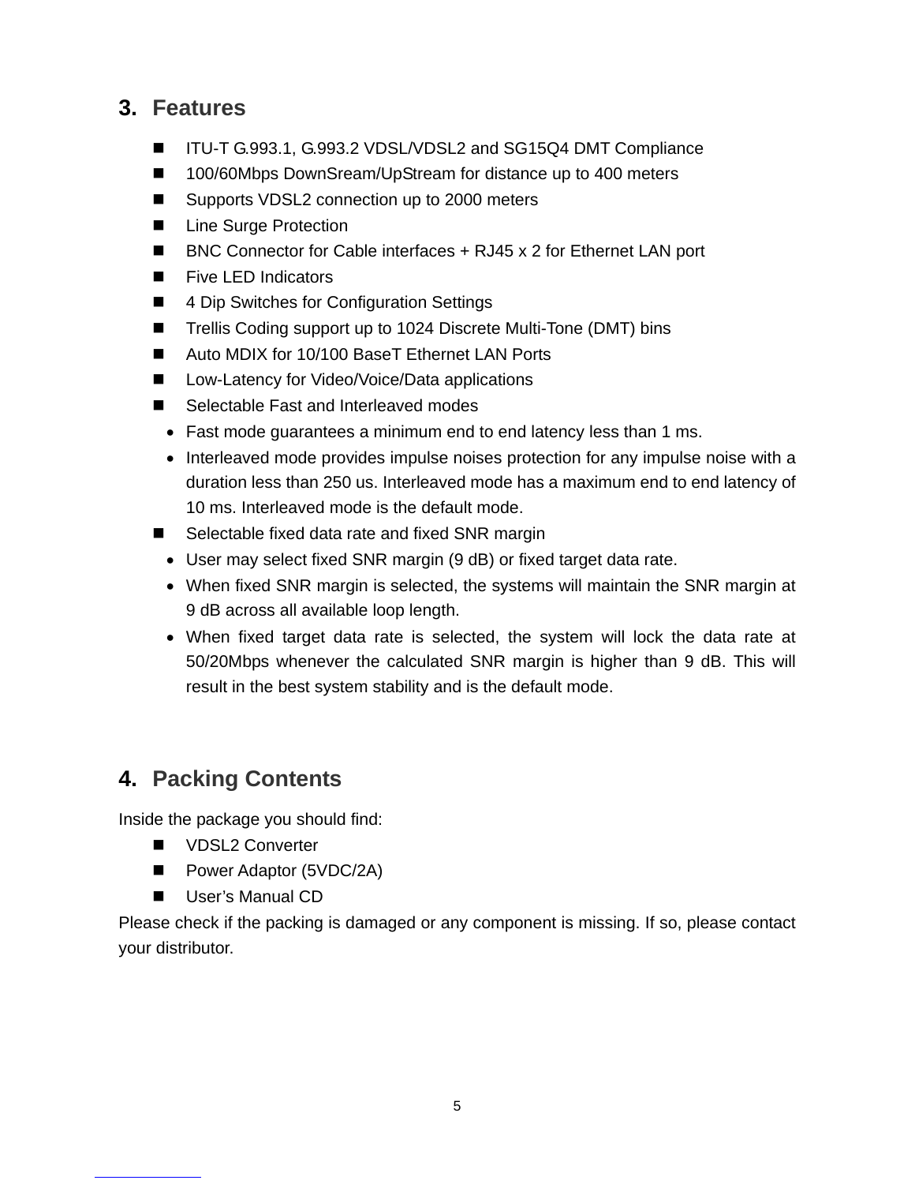## 3. Features

- ITU-T G.993.1, G.993.2 VDSL/VDSL2 and SG15Q4 DMT Compliance
- 100/60Mbps DownSream/UpStream for distance up to 400 meters
- Supports VDSL2 connection up to 2000 meters
- Line Surge Protection
- BNC Connector for Cable interfaces + RJ45 x 2 for Ethernet LAN port
- Five LED Indicators
- 4 Dip Switches for Configuration Settings
- Trellis Coding support up to 1024 Discrete Multi-Tone (DMT) bins
- Auto MDIX for 10/100 BaseT Ethernet LAN Ports
- Low-Latency for Video/Voice/Data applications
- Selectable Fast and Interleaved modes
  - Fast mode guarantees a minimum end to end latency less than 1 ms.
  - Interleaved mode provides impulse noises protection for any impulse noise with a duration less than 250 us. Interleaved mode has a maximum end to end latency of 10 ms. Interleaved mode is the default mode.
- Selectable fixed data rate and fixed SNR margin
  - User may select fixed SNR margin (9 dB) or fixed target data rate.
  - When fixed SNR margin is selected, the systems will maintain the SNR margin at 9 dB across all available loop length.
  - When fixed target data rate is selected, the system will lock the data rate at 50/20Mbps whenever the calculated SNR margin is higher than 9 dB. This will result in the best system stability and is the default mode.

## 4. Packing Contents

Inside the package you should find:

- VDSL2 Converter
- Power Adaptor (5VDC/2A)
- User's Manual CD

Please check if the packing is damaged or any component is missing. If so, please contact your distributor.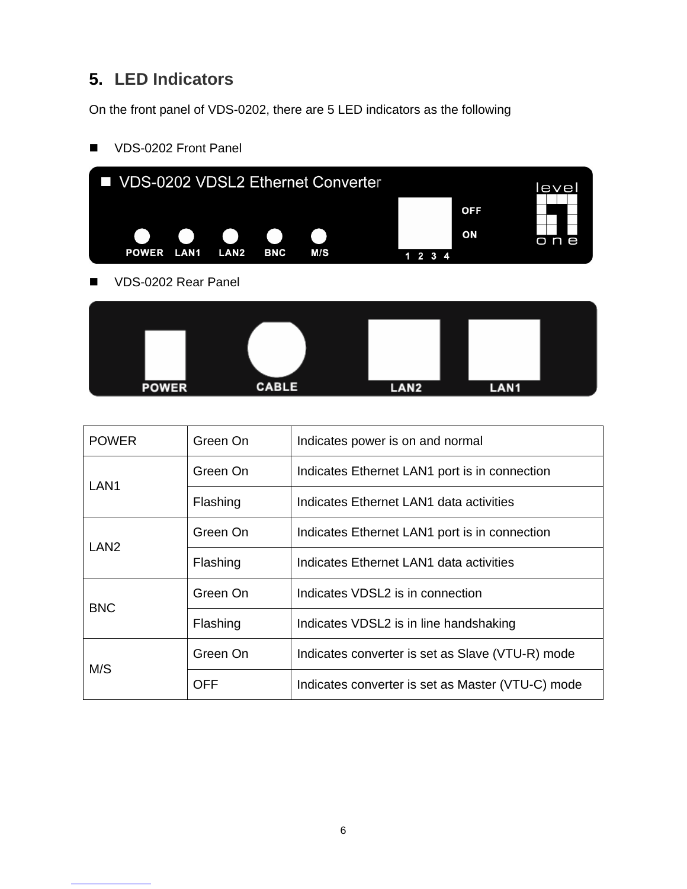## 5. LED Indicators

On the front panel of VDS-0202, there are 5 LED indicators as the following

- VDS-0202 Front Panel

- VDS-0202 Rear Panel

| POWER | Green On | Indicates power is on and normal |
|---|---|---|
| LAN1 | Green On | Indicates Ethernet LAN1 port is in connection |
| | Flashing | Indicates Ethernet LAN1 data activities |
| LAN2 | Green On | Indicates Ethernet LAN1 port is in connection |
| | Flashing | Indicates Ethernet LAN1 data activities |
| BNC | Green On | Indicates VDSL2 is in connection |
| | Flashing | Indicates VDSL2 is in line handshaking |
| M/S | Green On | Indicates converter is set as Slave (VTU-R) mode |
| | OFF | Indicates converter is set as Master (VTU-C) mode |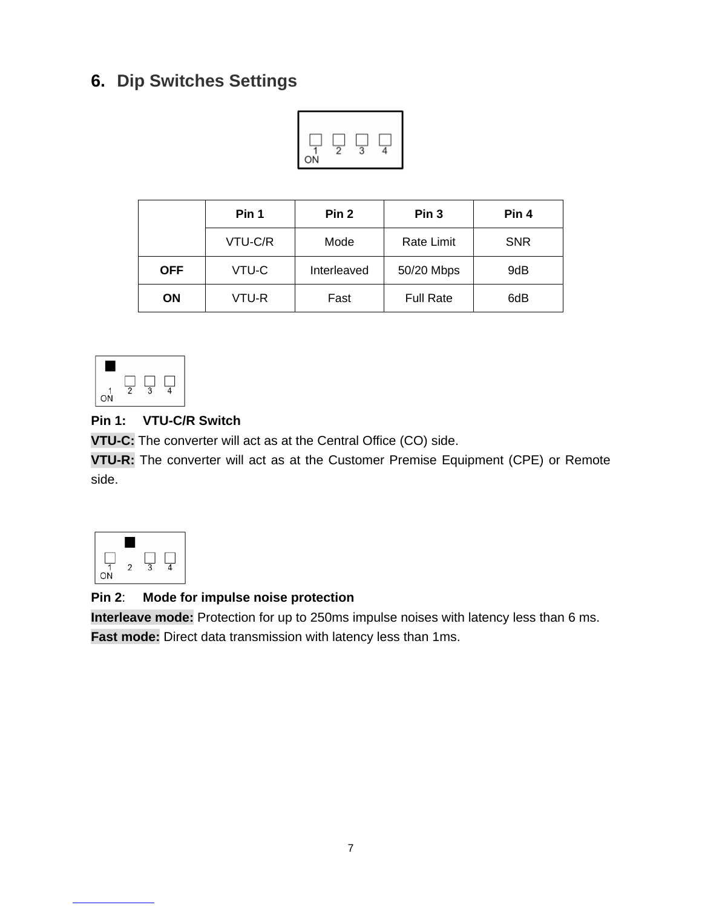## 6. Dip Switches Settings

| | Pin 1 | Pin 2 | Pin 3 | Pin 4 |
|---|---|---|---|---|
| | VTU-C/R | Mode | Rate Limit | SNR |
| **OFF** | VTU-C | Interleaved | 50/20 Mbps | 9dB |
| **ON** | VTU-R | Fast | Full Rate | 6dB |

**Pin 1: VTU-C/R Switch**

**VTU-C:** The converter will act as at the Central Office (CO) side.

**VTU-R:** The converter will act as at the Customer Premise Equipment (CPE) or Remote side.

**Pin 2**: **Mode for impulse noise protection**

**Interleave mode:** Protection for up to 250ms impulse noises with latency less than 6 ms.

**Fast mode:** Direct data transmission with latency less than 1ms.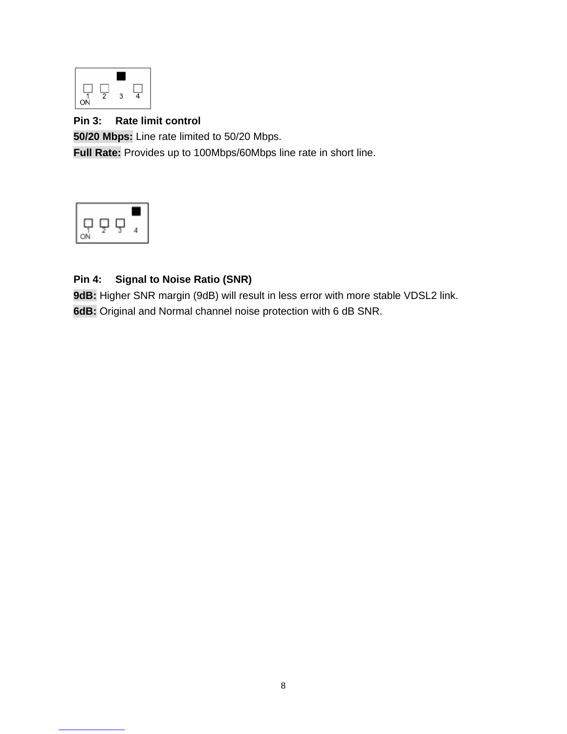**Pin 3: Rate limit control**

**50/20 Mbps:** Line rate limited to 50/20 Mbps.

**Full Rate:** Provides up to 100Mbps/60Mbps line rate in short line.

**Pin 4: Signal to Noise Ratio (SNR)**

**9dB:** Higher SNR margin (9dB) will result in less error with more stable VDSL2 link.

**6dB:** Original and Normal channel noise protection with 6 dB SNR.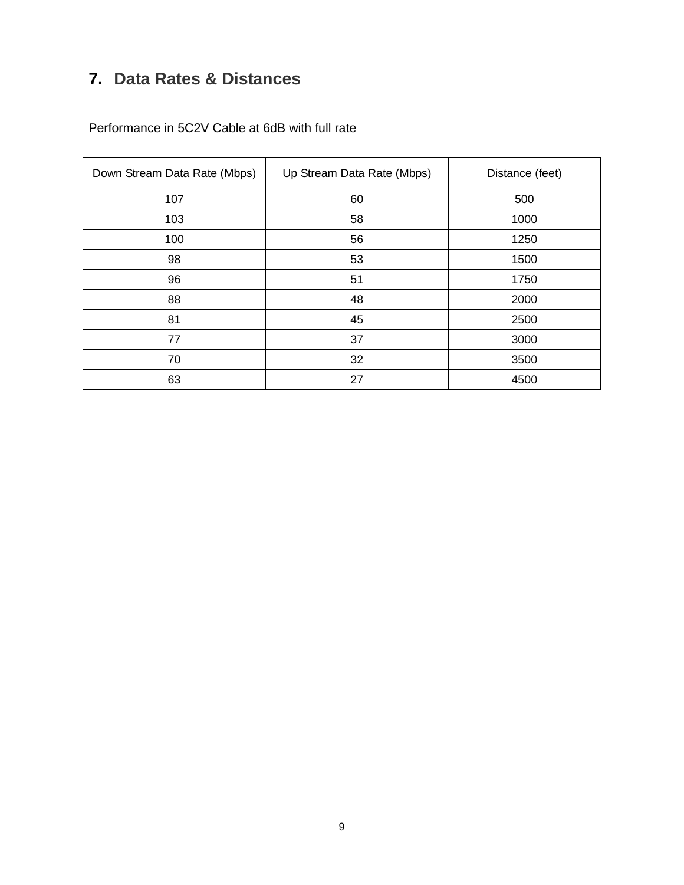## 7. Data Rates & Distances

Performance in 5C2V Cable at 6dB with full rate

| Down Stream Data Rate (Mbps) | Up Stream Data Rate (Mbps) | Distance (feet) |
|---|---|---|
| 107 | 60 | 500 |
| 103 | 58 | 1000 |
| 100 | 56 | 1250 |
| 98 | 53 | 1500 |
| 96 | 51 | 1750 |
| 88 | 48 | 2000 |
| 81 | 45 | 2500 |
| 77 | 37 | 3000 |
| 70 | 32 | 3500 |
| 63 | 27 | 4500 |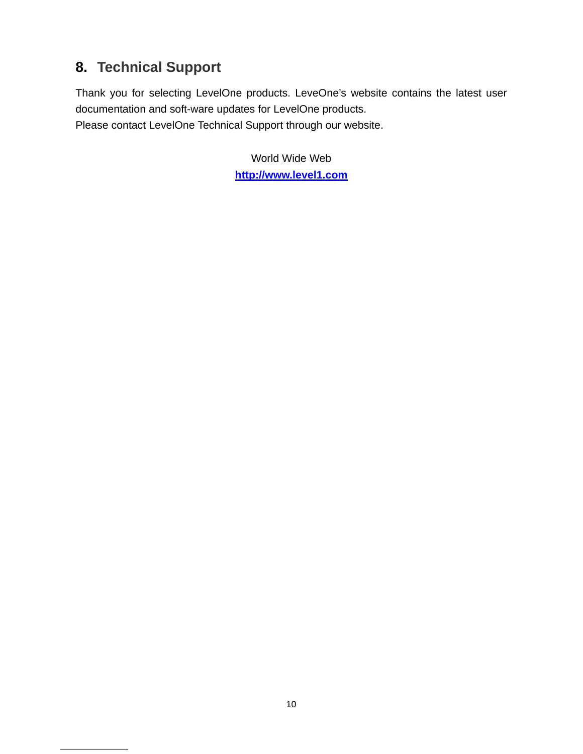## 8. Technical Support

Thank you for selecting LevelOne products. LeveOne's website contains the latest user documentation and soft-ware updates for LevelOne products.
Please contact LevelOne Technical Support through our website.

World Wide Web
**http://www.level1.com**